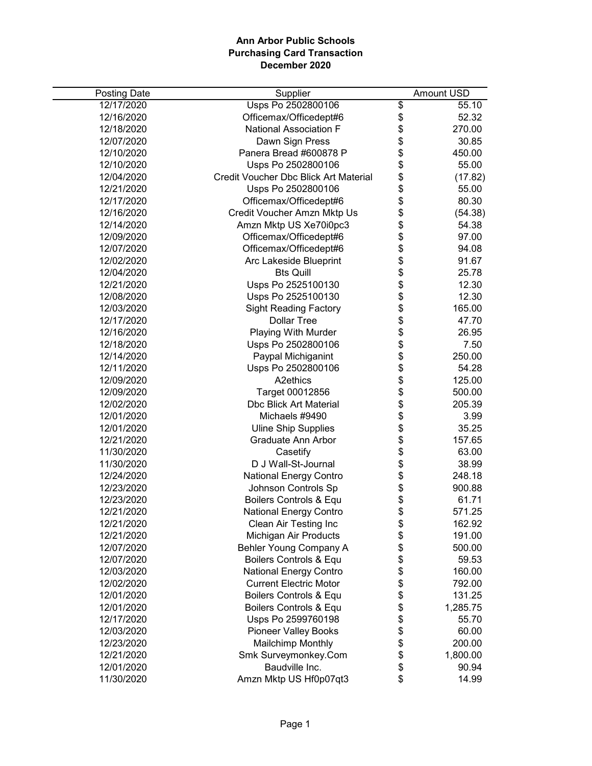**Ann Arbor Public Schools**
**Purchasing Card Transaction**
**December 2020**

| Posting Date | Supplier | Amount USD |
|---|---|---|
| 12/17/2020 | Usps Po 2502800106 | $ 55.10 |
| 12/16/2020 | Officemax/Officedept#6 | $ 52.32 |
| 12/18/2020 | National Association F | $ 270.00 |
| 12/07/2020 | Dawn Sign Press | $ 30.85 |
| 12/10/2020 | Panera Bread #600878 P | $ 450.00 |
| 12/10/2020 | Usps Po 2502800106 | $ 55.00 |
| 12/04/2020 | Credit Voucher Dbc Blick Art Material | $ (17.82) |
| 12/21/2020 | Usps Po 2502800106 | $ 55.00 |
| 12/17/2020 | Officemax/Officedept#6 | $ 80.30 |
| 12/16/2020 | Credit Voucher Amzn Mktp Us | $ (54.38) |
| 12/14/2020 | Amzn Mktp US Xe70i0pc3 | $ 54.38 |
| 12/09/2020 | Officemax/Officedept#6 | $ 97.00 |
| 12/07/2020 | Officemax/Officedept#6 | $ 94.08 |
| 12/02/2020 | Arc Lakeside Blueprint | $ 91.67 |
| 12/04/2020 | Bts Quill | $ 25.78 |
| 12/21/2020 | Usps Po 2525100130 | $ 12.30 |
| 12/08/2020 | Usps Po 2525100130 | $ 12.30 |
| 12/03/2020 | Sight Reading Factory | $ 165.00 |
| 12/17/2020 | Dollar Tree | $ 47.70 |
| 12/16/2020 | Playing With Murder | $ 26.95 |
| 12/18/2020 | Usps Po 2502800106 | $ 7.50 |
| 12/14/2020 | Paypal Michiganint | $ 250.00 |
| 12/11/2020 | Usps Po 2502800106 | $ 54.28 |
| 12/09/2020 | A2ethics | $ 125.00 |
| 12/09/2020 | Target 00012856 | $ 500.00 |
| 12/02/2020 | Dbc Blick Art Material | $ 205.39 |
| 12/01/2020 | Michaels #9490 | $ 3.99 |
| 12/01/2020 | Uline Ship Supplies | $ 35.25 |
| 12/21/2020 | Graduate Ann Arbor | $ 157.65 |
| 11/30/2020 | Casetify | $ 63.00 |
| 11/30/2020 | D J Wall-St-Journal | $ 38.99 |
| 12/24/2020 | National Energy Contro | $ 248.18 |
| 12/23/2020 | Johnson Controls Sp | $ 900.88 |
| 12/23/2020 | Boilers Controls & Equ | $ 61.71 |
| 12/21/2020 | National Energy Contro | $ 571.25 |
| 12/21/2020 | Clean Air Testing Inc | $ 162.92 |
| 12/21/2020 | Michigan Air Products | $ 191.00 |
| 12/07/2020 | Behler Young Company A | $ 500.00 |
| 12/07/2020 | Boilers Controls & Equ | $ 59.53 |
| 12/03/2020 | National Energy Contro | $ 160.00 |
| 12/02/2020 | Current Electric Motor | $ 792.00 |
| 12/01/2020 | Boilers Controls & Equ | $ 131.25 |
| 12/01/2020 | Boilers Controls & Equ | $ 1,285.75 |
| 12/17/2020 | Usps Po 2599760198 | $ 55.70 |
| 12/03/2020 | Pioneer Valley Books | $ 60.00 |
| 12/23/2020 | Mailchimp Monthly | $ 200.00 |
| 12/21/2020 | Smk Surveymonkey.Com | $ 1,800.00 |
| 12/01/2020 | Baudville Inc. | $ 90.94 |
| 11/30/2020 | Amzn Mktp US Hf0p07qt3 | $ 14.99 |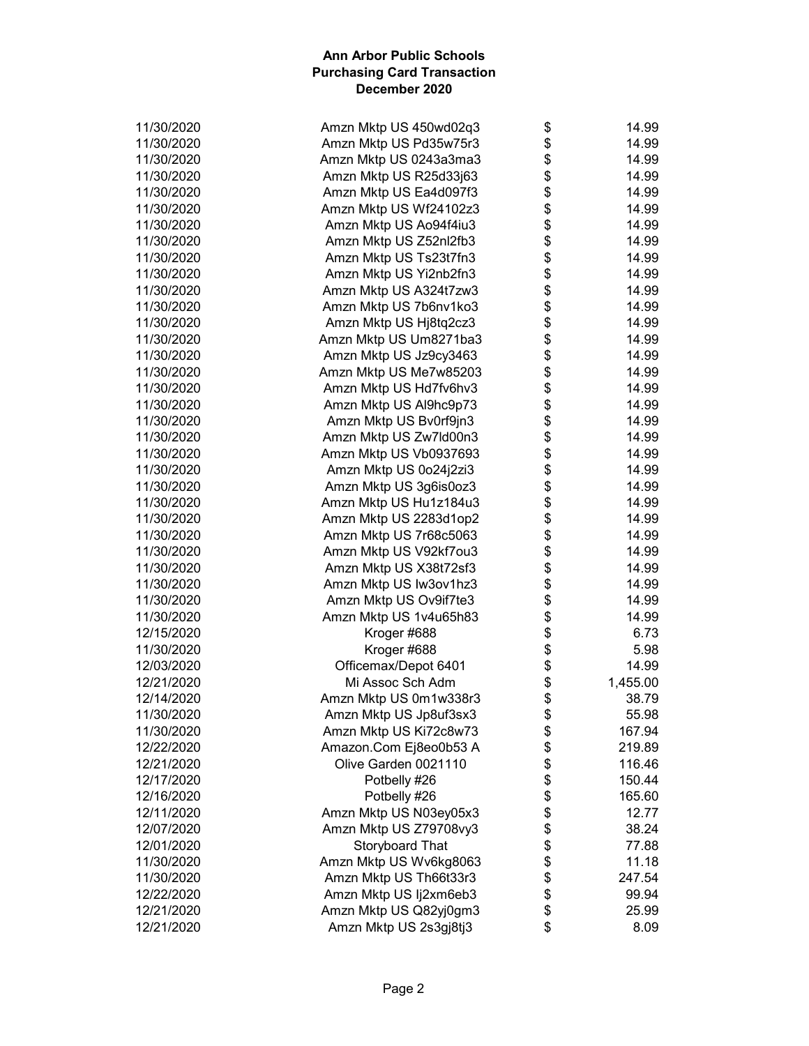**Ann Arbor Public Schools**
**Purchasing Card Transaction**
**December 2020**

| | | | |
|---|---|---|---|
| 11/30/2020 | Amzn Mktp US 450wd02q3 | $ | 14.99 |
| 11/30/2020 | Amzn Mktp US Pd35w75r3 | $ | 14.99 |
| 11/30/2020 | Amzn Mktp US 0243a3ma3 | $ | 14.99 |
| 11/30/2020 | Amzn Mktp US R25d33j63 | $ | 14.99 |
| 11/30/2020 | Amzn Mktp US Ea4d097f3 | $ | 14.99 |
| 11/30/2020 | Amzn Mktp US Wf24102z3 | $ | 14.99 |
| 11/30/2020 | Amzn Mktp US Ao94f4iu3 | $ | 14.99 |
| 11/30/2020 | Amzn Mktp US Z52nl2fb3 | $ | 14.99 |
| 11/30/2020 | Amzn Mktp US Ts23t7fn3 | $ | 14.99 |
| 11/30/2020 | Amzn Mktp US Yi2nb2fn3 | $ | 14.99 |
| 11/30/2020 | Amzn Mktp US A324t7zw3 | $ | 14.99 |
| 11/30/2020 | Amzn Mktp US 7b6nv1ko3 | $ | 14.99 |
| 11/30/2020 | Amzn Mktp US Hj8tq2cz3 | $ | 14.99 |
| 11/30/2020 | Amzn Mktp US Um8271ba3 | $ | 14.99 |
| 11/30/2020 | Amzn Mktp US Jz9cy3463 | $ | 14.99 |
| 11/30/2020 | Amzn Mktp US Me7w85203 | $ | 14.99 |
| 11/30/2020 | Amzn Mktp US Hd7fv6hv3 | $ | 14.99 |
| 11/30/2020 | Amzn Mktp US Al9hc9p73 | $ | 14.99 |
| 11/30/2020 | Amzn Mktp US Bv0rf9jn3 | $ | 14.99 |
| 11/30/2020 | Amzn Mktp US Zw7ld00n3 | $ | 14.99 |
| 11/30/2020 | Amzn Mktp US Vb0937693 | $ | 14.99 |
| 11/30/2020 | Amzn Mktp US 0o24j2zi3 | $ | 14.99 |
| 11/30/2020 | Amzn Mktp US 3g6is0oz3 | $ | 14.99 |
| 11/30/2020 | Amzn Mktp US Hu1z184u3 | $ | 14.99 |
| 11/30/2020 | Amzn Mktp US 2283d1op2 | $ | 14.99 |
| 11/30/2020 | Amzn Mktp US 7r68c5063 | $ | 14.99 |
| 11/30/2020 | Amzn Mktp US V92kf7ou3 | $ | 14.99 |
| 11/30/2020 | Amzn Mktp US X38t72sf3 | $ | 14.99 |
| 11/30/2020 | Amzn Mktp US Iw3ov1hz3 | $ | 14.99 |
| 11/30/2020 | Amzn Mktp US Ov9if7te3 | $ | 14.99 |
| 11/30/2020 | Amzn Mktp US 1v4u65h83 | $ | 14.99 |
| 12/15/2020 | Kroger #688 | $ | 6.73 |
| 11/30/2020 | Kroger #688 | $ | 5.98 |
| 12/03/2020 | Officemax/Depot 6401 | $ | 14.99 |
| 12/21/2020 | Mi Assoc Sch Adm | $ | 1,455.00 |
| 12/14/2020 | Amzn Mktp US 0m1w338r3 | $ | 38.79 |
| 11/30/2020 | Amzn Mktp US Jp8uf3sx3 | $ | 55.98 |
| 11/30/2020 | Amzn Mktp US Ki72c8w73 | $ | 167.94 |
| 12/22/2020 | Amazon.Com Ej8eo0b53 A | $ | 219.89 |
| 12/21/2020 | Olive Garden 0021110 | $ | 116.46 |
| 12/17/2020 | Potbelly #26 | $ | 150.44 |
| 12/16/2020 | Potbelly #26 | $ | 165.60 |
| 12/11/2020 | Amzn Mktp US N03ey05x3 | $ | 12.77 |
| 12/07/2020 | Amzn Mktp US Z79708vy3 | $ | 38.24 |
| 12/01/2020 | Storyboard That | $ | 77.88 |
| 11/30/2020 | Amzn Mktp US Wv6kg8063 | $ | 11.18 |
| 11/30/2020 | Amzn Mktp US Th66t33r3 | $ | 247.54 |
| 12/22/2020 | Amzn Mktp US Ij2xm6eb3 | $ | 99.94 |
| 12/21/2020 | Amzn Mktp US Q82yj0gm3 | $ | 25.99 |
| 12/21/2020 | Amzn Mktp US 2s3gj8tj3 | $ | 8.09 |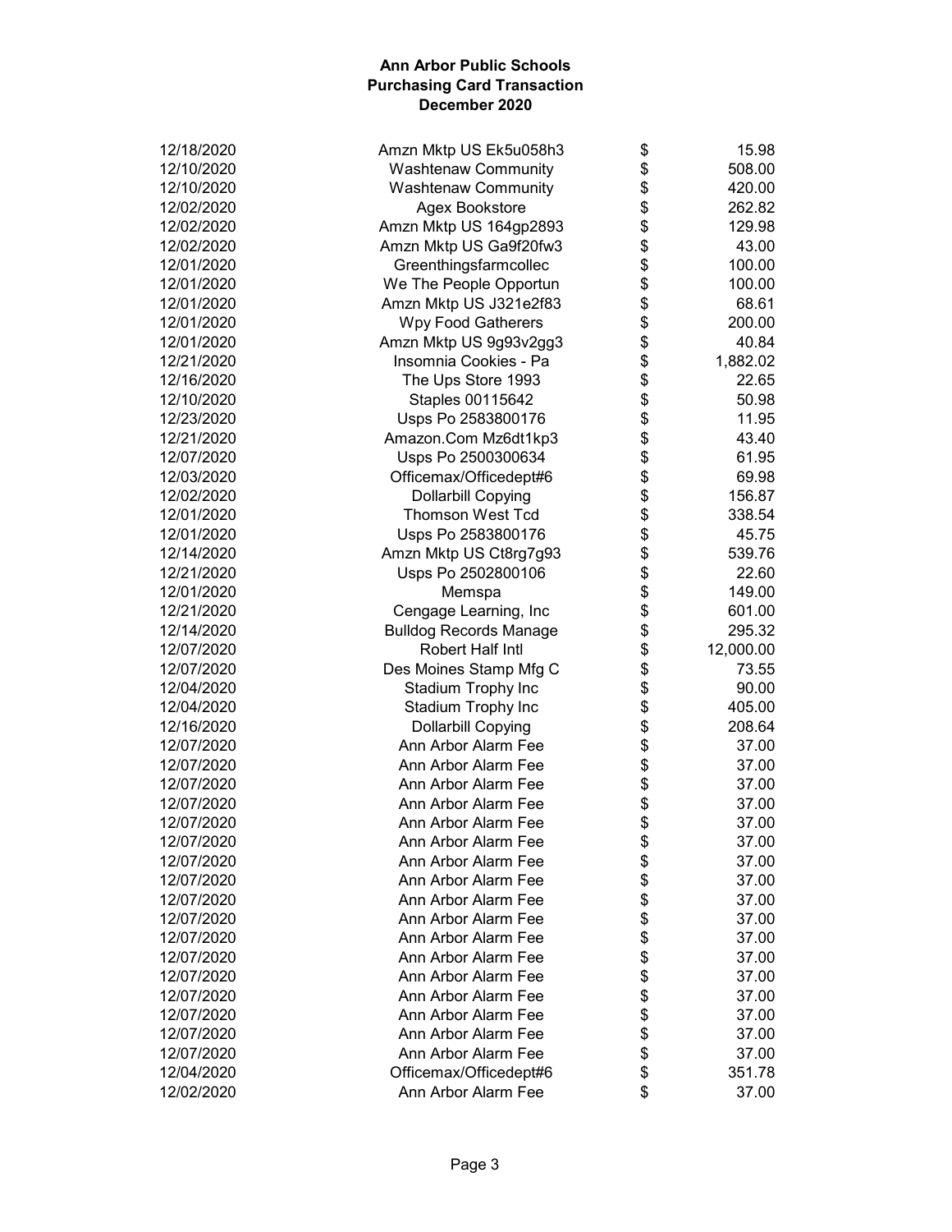# Ann Arbor Public Schools
## Purchasing Card Transaction
### December 2020

| Date | Vendor | | Amount |
|---|---|---|---|
| 12/18/2020 | Amzn Mktp US Ek5u058h3 | $ | 15.98 |
| 12/10/2020 | Washtenaw Community | $ | 508.00 |
| 12/10/2020 | Washtenaw Community | $ | 420.00 |
| 12/02/2020 | Agex Bookstore | $ | 262.82 |
| 12/02/2020 | Amzn Mktp US 164gp2893 | $ | 129.98 |
| 12/02/2020 | Amzn Mktp US Ga9f20fw3 | $ | 43.00 |
| 12/01/2020 | Greenthingsfarmcollec | $ | 100.00 |
| 12/01/2020 | We The People Opportun | $ | 100.00 |
| 12/01/2020 | Amzn Mktp US J321e2f83 | $ | 68.61 |
| 12/01/2020 | Wpy Food Gatherers | $ | 200.00 |
| 12/01/2020 | Amzn Mktp US 9g93v2gg3 | $ | 40.84 |
| 12/21/2020 | Insomnia Cookies - Pa | $ | 1,882.02 |
| 12/16/2020 | The Ups Store 1993 | $ | 22.65 |
| 12/10/2020 | Staples 00115642 | $ | 50.98 |
| 12/23/2020 | Usps Po 2583800176 | $ | 11.95 |
| 12/21/2020 | Amazon.Com Mz6dt1kp3 | $ | 43.40 |
| 12/07/2020 | Usps Po 2500300634 | $ | 61.95 |
| 12/03/2020 | Officemax/Officedept#6 | $ | 69.98 |
| 12/02/2020 | Dollarbill Copying | $ | 156.87 |
| 12/01/2020 | Thomson West Tcd | $ | 338.54 |
| 12/01/2020 | Usps Po 2583800176 | $ | 45.75 |
| 12/14/2020 | Amzn Mktp US Ct8rg7g93 | $ | 539.76 |
| 12/21/2020 | Usps Po 2502800106 | $ | 22.60 |
| 12/01/2020 | Memspa | $ | 149.00 |
| 12/21/2020 | Cengage Learning, Inc | $ | 601.00 |
| 12/14/2020 | Bulldog Records Manage | $ | 295.32 |
| 12/07/2020 | Robert Half Intl | $ | 12,000.00 |
| 12/07/2020 | Des Moines Stamp Mfg C | $ | 73.55 |
| 12/04/2020 | Stadium Trophy Inc | $ | 90.00 |
| 12/04/2020 | Stadium Trophy Inc | $ | 405.00 |
| 12/16/2020 | Dollarbill Copying | $ | 208.64 |
| 12/07/2020 | Ann Arbor Alarm Fee | $ | 37.00 |
| 12/07/2020 | Ann Arbor Alarm Fee | $ | 37.00 |
| 12/07/2020 | Ann Arbor Alarm Fee | $ | 37.00 |
| 12/07/2020 | Ann Arbor Alarm Fee | $ | 37.00 |
| 12/07/2020 | Ann Arbor Alarm Fee | $ | 37.00 |
| 12/07/2020 | Ann Arbor Alarm Fee | $ | 37.00 |
| 12/07/2020 | Ann Arbor Alarm Fee | $ | 37.00 |
| 12/07/2020 | Ann Arbor Alarm Fee | $ | 37.00 |
| 12/07/2020 | Ann Arbor Alarm Fee | $ | 37.00 |
| 12/07/2020 | Ann Arbor Alarm Fee | $ | 37.00 |
| 12/07/2020 | Ann Arbor Alarm Fee | $ | 37.00 |
| 12/07/2020 | Ann Arbor Alarm Fee | $ | 37.00 |
| 12/07/2020 | Ann Arbor Alarm Fee | $ | 37.00 |
| 12/07/2020 | Ann Arbor Alarm Fee | $ | 37.00 |
| 12/07/2020 | Ann Arbor Alarm Fee | $ | 37.00 |
| 12/07/2020 | Ann Arbor Alarm Fee | $ | 37.00 |
| 12/07/2020 | Ann Arbor Alarm Fee | $ | 37.00 |
| 12/04/2020 | Officemax/Officedept#6 | $ | 351.78 |
| 12/02/2020 | Ann Arbor Alarm Fee | $ | 37.00 |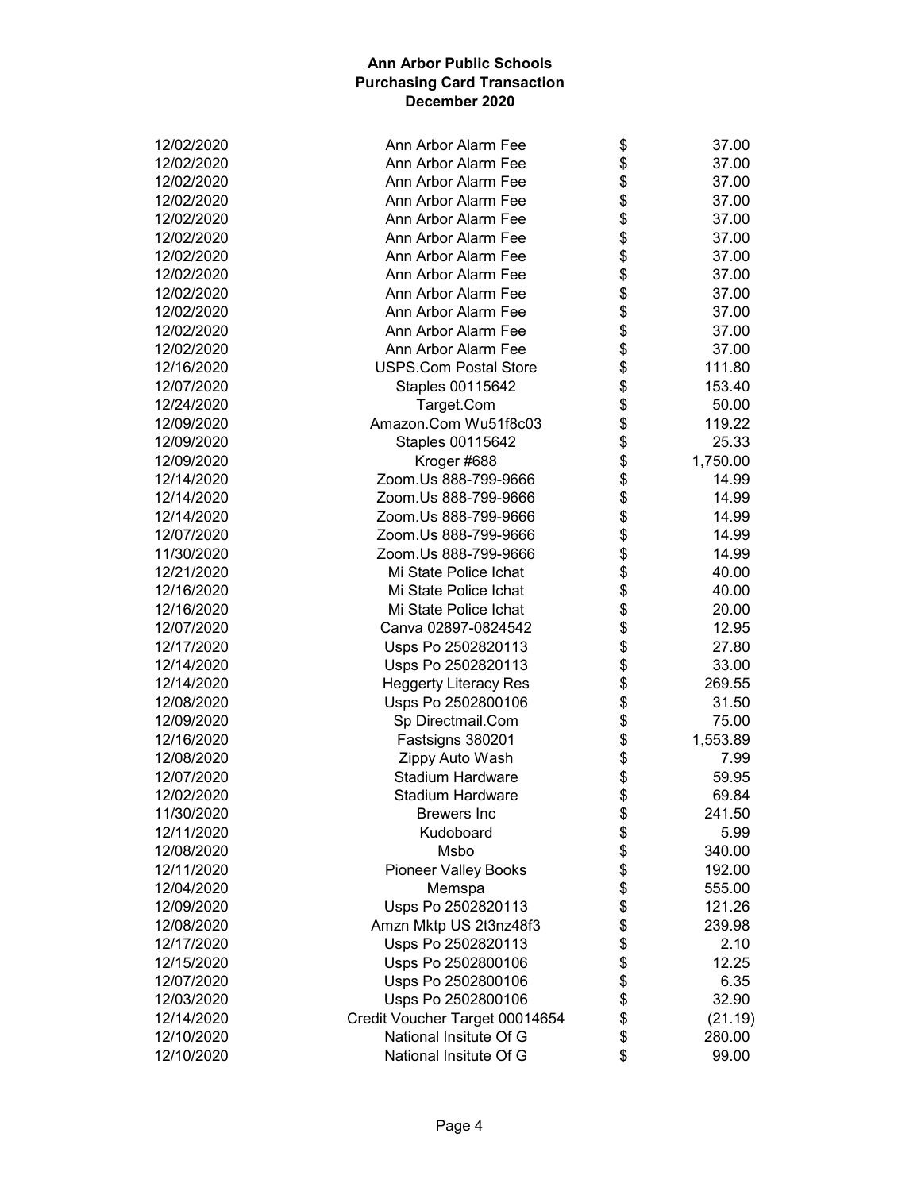**Ann Arbor Public Schools**
**Purchasing Card Transaction**
**December 2020**

| Date | Vendor | | Amount |
|---|---|---|---|
| 12/02/2020 | Ann Arbor Alarm Fee | $ | 37.00 |
| 12/02/2020 | Ann Arbor Alarm Fee | $ | 37.00 |
| 12/02/2020 | Ann Arbor Alarm Fee | $ | 37.00 |
| 12/02/2020 | Ann Arbor Alarm Fee | $ | 37.00 |
| 12/02/2020 | Ann Arbor Alarm Fee | $ | 37.00 |
| 12/02/2020 | Ann Arbor Alarm Fee | $ | 37.00 |
| 12/02/2020 | Ann Arbor Alarm Fee | $ | 37.00 |
| 12/02/2020 | Ann Arbor Alarm Fee | $ | 37.00 |
| 12/02/2020 | Ann Arbor Alarm Fee | $ | 37.00 |
| 12/02/2020 | Ann Arbor Alarm Fee | $ | 37.00 |
| 12/02/2020 | Ann Arbor Alarm Fee | $ | 37.00 |
| 12/02/2020 | Ann Arbor Alarm Fee | $ | 37.00 |
| 12/16/2020 | USPS.Com Postal Store | $ | 111.80 |
| 12/07/2020 | Staples 00115642 | $ | 153.40 |
| 12/24/2020 | Target.Com | $ | 50.00 |
| 12/09/2020 | Amazon.Com Wu51f8c03 | $ | 119.22 |
| 12/09/2020 | Staples 00115642 | $ | 25.33 |
| 12/09/2020 | Kroger #688 | $ | 1,750.00 |
| 12/14/2020 | Zoom.Us 888-799-9666 | $ | 14.99 |
| 12/14/2020 | Zoom.Us 888-799-9666 | $ | 14.99 |
| 12/14/2020 | Zoom.Us 888-799-9666 | $ | 14.99 |
| 12/07/2020 | Zoom.Us 888-799-9666 | $ | 14.99 |
| 11/30/2020 | Zoom.Us 888-799-9666 | $ | 14.99 |
| 12/21/2020 | Mi State Police Ichat | $ | 40.00 |
| 12/16/2020 | Mi State Police Ichat | $ | 40.00 |
| 12/16/2020 | Mi State Police Ichat | $ | 20.00 |
| 12/07/2020 | Canva 02897-0824542 | $ | 12.95 |
| 12/17/2020 | Usps Po 2502820113 | $ | 27.80 |
| 12/14/2020 | Usps Po 2502820113 | $ | 33.00 |
| 12/14/2020 | Heggerty Literacy Res | $ | 269.55 |
| 12/08/2020 | Usps Po 2502800106 | $ | 31.50 |
| 12/09/2020 | Sp Directmail.Com | $ | 75.00 |
| 12/16/2020 | Fastsigns 380201 | $ | 1,553.89 |
| 12/08/2020 | Zippy Auto Wash | $ | 7.99 |
| 12/07/2020 | Stadium Hardware | $ | 59.95 |
| 12/02/2020 | Stadium Hardware | $ | 69.84 |
| 11/30/2020 | Brewers Inc | $ | 241.50 |
| 12/11/2020 | Kudoboard | $ | 5.99 |
| 12/08/2020 | Msbo | $ | 340.00 |
| 12/11/2020 | Pioneer Valley Books | $ | 192.00 |
| 12/04/2020 | Memspa | $ | 555.00 |
| 12/09/2020 | Usps Po 2502820113 | $ | 121.26 |
| 12/08/2020 | Amzn Mktp US 2t3nz48f3 | $ | 239.98 |
| 12/17/2020 | Usps Po 2502820113 | $ | 2.10 |
| 12/15/2020 | Usps Po 2502800106 | $ | 12.25 |
| 12/07/2020 | Usps Po 2502800106 | $ | 6.35 |
| 12/03/2020 | Usps Po 2502800106 | $ | 32.90 |
| 12/14/2020 | Credit Voucher Target 00014654 | $ | (21.19) |
| 12/10/2020 | National Insitute Of G | $ | 280.00 |
| 12/10/2020 | National Insitute Of G | $ | 99.00 |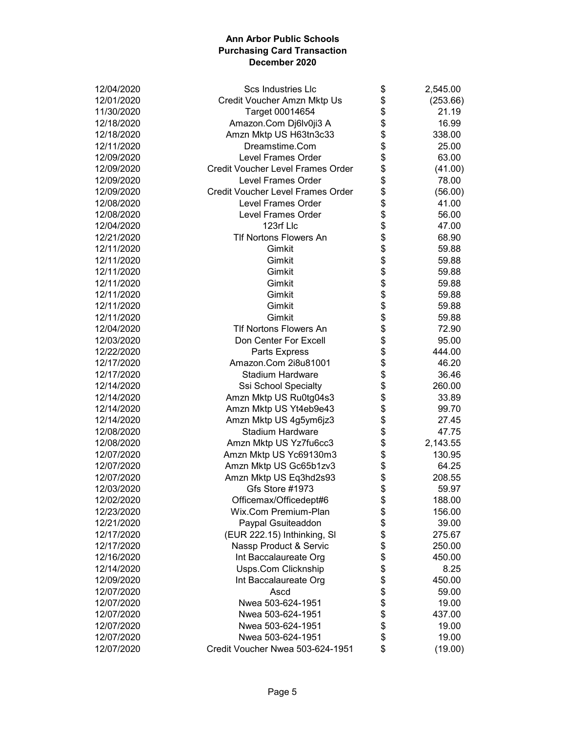**Ann Arbor Public Schools**
**Purchasing Card Transaction**
**December 2020**

| Date | Vendor | | Amount |
|---|---|---|---|
| 12/04/2020 | Scs Industries Llc | $ | 2,545.00 |
| 12/01/2020 | Credit Voucher Amzn Mktp Us | $ | (253.66) |
| 11/30/2020 | Target 00014654 | $ | 21.19 |
| 12/18/2020 | Amazon.Com Dj6lv0ji3 A | $ | 16.99 |
| 12/18/2020 | Amzn Mktp US H63tn3c33 | $ | 338.00 |
| 12/11/2020 | Dreamstime.Com | $ | 25.00 |
| 12/09/2020 | Level Frames Order | $ | 63.00 |
| 12/09/2020 | Credit Voucher Level Frames Order | $ | (41.00) |
| 12/09/2020 | Level Frames Order | $ | 78.00 |
| 12/09/2020 | Credit Voucher Level Frames Order | $ | (56.00) |
| 12/08/2020 | Level Frames Order | $ | 41.00 |
| 12/08/2020 | Level Frames Order | $ | 56.00 |
| 12/04/2020 | 123rf Llc | $ | 47.00 |
| 12/21/2020 | Tlf Nortons Flowers An | $ | 68.90 |
| 12/11/2020 | Gimkit | $ | 59.88 |
| 12/11/2020 | Gimkit | $ | 59.88 |
| 12/11/2020 | Gimkit | $ | 59.88 |
| 12/11/2020 | Gimkit | $ | 59.88 |
| 12/11/2020 | Gimkit | $ | 59.88 |
| 12/11/2020 | Gimkit | $ | 59.88 |
| 12/11/2020 | Gimkit | $ | 59.88 |
| 12/04/2020 | Tlf Nortons Flowers An | $ | 72.90 |
| 12/03/2020 | Don Center For Excell | $ | 95.00 |
| 12/22/2020 | Parts Express | $ | 444.00 |
| 12/17/2020 | Amazon.Com 2i8u81001 | $ | 46.20 |
| 12/17/2020 | Stadium Hardware | $ | 36.46 |
| 12/14/2020 | Ssi School Specialty | $ | 260.00 |
| 12/14/2020 | Amzn Mktp US Ru0tg04s3 | $ | 33.89 |
| 12/14/2020 | Amzn Mktp US Yt4eb9e43 | $ | 99.70 |
| 12/14/2020 | Amzn Mktp US 4g5ym6jz3 | $ | 27.45 |
| 12/08/2020 | Stadium Hardware | $ | 47.75 |
| 12/08/2020 | Amzn Mktp US Yz7fu6cc3 | $ | 2,143.55 |
| 12/07/2020 | Amzn Mktp US Yc69130m3 | $ | 130.95 |
| 12/07/2020 | Amzn Mktp US Gc65b1zv3 | $ | 64.25 |
| 12/07/2020 | Amzn Mktp US Eq3hd2s93 | $ | 208.55 |
| 12/03/2020 | Gfs Store #1973 | $ | 59.97 |
| 12/02/2020 | Officemax/Officedept#6 | $ | 188.00 |
| 12/23/2020 | Wix.Com Premium-Plan | $ | 156.00 |
| 12/21/2020 | Paypal Gsuiteaddon | $ | 39.00 |
| 12/17/2020 | (EUR 222.15) Inthinking, Sl | $ | 275.67 |
| 12/17/2020 | Nassp Product & Servic | $ | 250.00 |
| 12/16/2020 | Int Baccalaureate Org | $ | 450.00 |
| 12/14/2020 | Usps.Com Clicknship | $ | 8.25 |
| 12/09/2020 | Int Baccalaureate Org | $ | 450.00 |
| 12/07/2020 | Ascd | $ | 59.00 |
| 12/07/2020 | Nwea 503-624-1951 | $ | 19.00 |
| 12/07/2020 | Nwea 503-624-1951 | $ | 437.00 |
| 12/07/2020 | Nwea 503-624-1951 | $ | 19.00 |
| 12/07/2020 | Nwea 503-624-1951 | $ | 19.00 |
| 12/07/2020 | Credit Voucher Nwea 503-624-1951 | $ | (19.00) |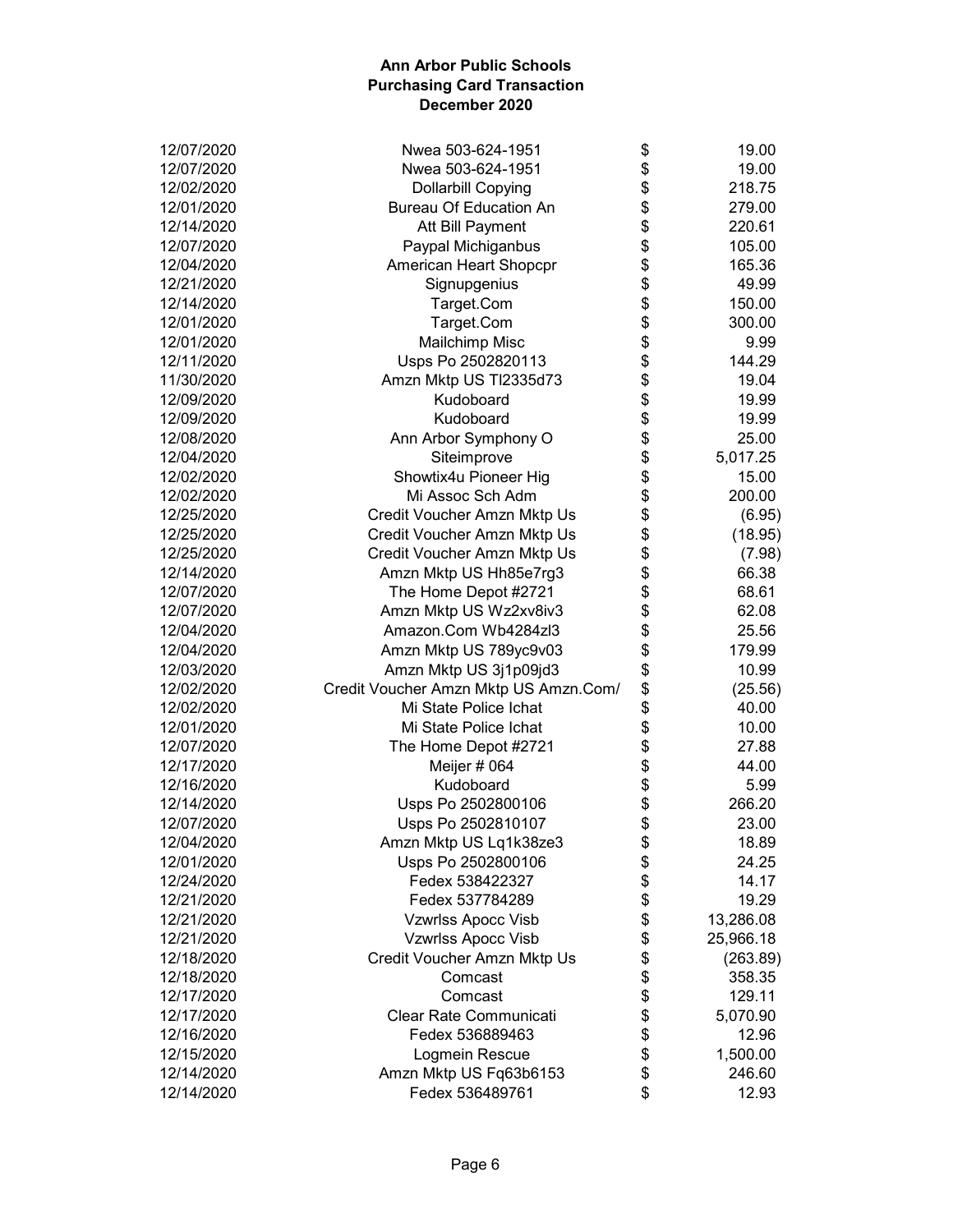**Ann Arbor Public Schools**
**Purchasing Card Transaction**
**December 2020**

| | | | |
|---|---|---|---|
| 12/07/2020 | Nwea 503-624-1951 | $ | 19.00 |
| 12/07/2020 | Nwea 503-624-1951 | $ | 19.00 |
| 12/02/2020 | Dollarbill Copying | $ | 218.75 |
| 12/01/2020 | Bureau Of Education An | $ | 279.00 |
| 12/14/2020 | Att Bill Payment | $ | 220.61 |
| 12/07/2020 | Paypal Michiganbus | $ | 105.00 |
| 12/04/2020 | American Heart Shopcpr | $ | 165.36 |
| 12/21/2020 | Signupgenius | $ | 49.99 |
| 12/14/2020 | Target.Com | $ | 150.00 |
| 12/01/2020 | Target.Com | $ | 300.00 |
| 12/01/2020 | Mailchimp Misc | $ | 9.99 |
| 12/11/2020 | Usps Po 2502820113 | $ | 144.29 |
| 11/30/2020 | Amzn Mktp US Tl2335d73 | $ | 19.04 |
| 12/09/2020 | Kudoboard | $ | 19.99 |
| 12/09/2020 | Kudoboard | $ | 19.99 |
| 12/08/2020 | Ann Arbor Symphony O | $ | 25.00 |
| 12/04/2020 | Siteimprove | $ | 5,017.25 |
| 12/02/2020 | Showtix4u Pioneer Hig | $ | 15.00 |
| 12/02/2020 | Mi Assoc Sch Adm | $ | 200.00 |
| 12/25/2020 | Credit Voucher Amzn Mktp Us | $ | (6.95) |
| 12/25/2020 | Credit Voucher Amzn Mktp Us | $ | (18.95) |
| 12/25/2020 | Credit Voucher Amzn Mktp Us | $ | (7.98) |
| 12/14/2020 | Amzn Mktp US Hh85e7rg3 | $ | 66.38 |
| 12/07/2020 | The Home Depot #2721 | $ | 68.61 |
| 12/07/2020 | Amzn Mktp US Wz2xv8iv3 | $ | 62.08 |
| 12/04/2020 | Amazon.Com Wb4284zl3 | $ | 25.56 |
| 12/04/2020 | Amzn Mktp US 789yc9v03 | $ | 179.99 |
| 12/03/2020 | Amzn Mktp US 3j1p09jd3 | $ | 10.99 |
| 12/02/2020 | Credit Voucher Amzn Mktp US Amzn.Com/ | $ | (25.56) |
| 12/02/2020 | Mi State Police Ichat | $ | 40.00 |
| 12/01/2020 | Mi State Police Ichat | $ | 10.00 |
| 12/07/2020 | The Home Depot #2721 | $ | 27.88 |
| 12/17/2020 | Meijer # 064 | $ | 44.00 |
| 12/16/2020 | Kudoboard | $ | 5.99 |
| 12/14/2020 | Usps Po 2502800106 | $ | 266.20 |
| 12/07/2020 | Usps Po 2502810107 | $ | 23.00 |
| 12/04/2020 | Amzn Mktp US Lq1k38ze3 | $ | 18.89 |
| 12/01/2020 | Usps Po 2502800106 | $ | 24.25 |
| 12/24/2020 | Fedex 538422327 | $ | 14.17 |
| 12/21/2020 | Fedex 537784289 | $ | 19.29 |
| 12/21/2020 | Vzwrlss Apocc Visb | $ | 13,286.08 |
| 12/21/2020 | Vzwrlss Apocc Visb | $ | 25,966.18 |
| 12/18/2020 | Credit Voucher Amzn Mktp Us | $ | (263.89) |
| 12/18/2020 | Comcast | $ | 358.35 |
| 12/17/2020 | Comcast | $ | 129.11 |
| 12/17/2020 | Clear Rate Communicati | $ | 5,070.90 |
| 12/16/2020 | Fedex 536889463 | $ | 12.96 |
| 12/15/2020 | Logmein Rescue | $ | 1,500.00 |
| 12/14/2020 | Amzn Mktp US Fq63b6153 | $ | 246.60 |
| 12/14/2020 | Fedex 536489761 | $ | 12.93 |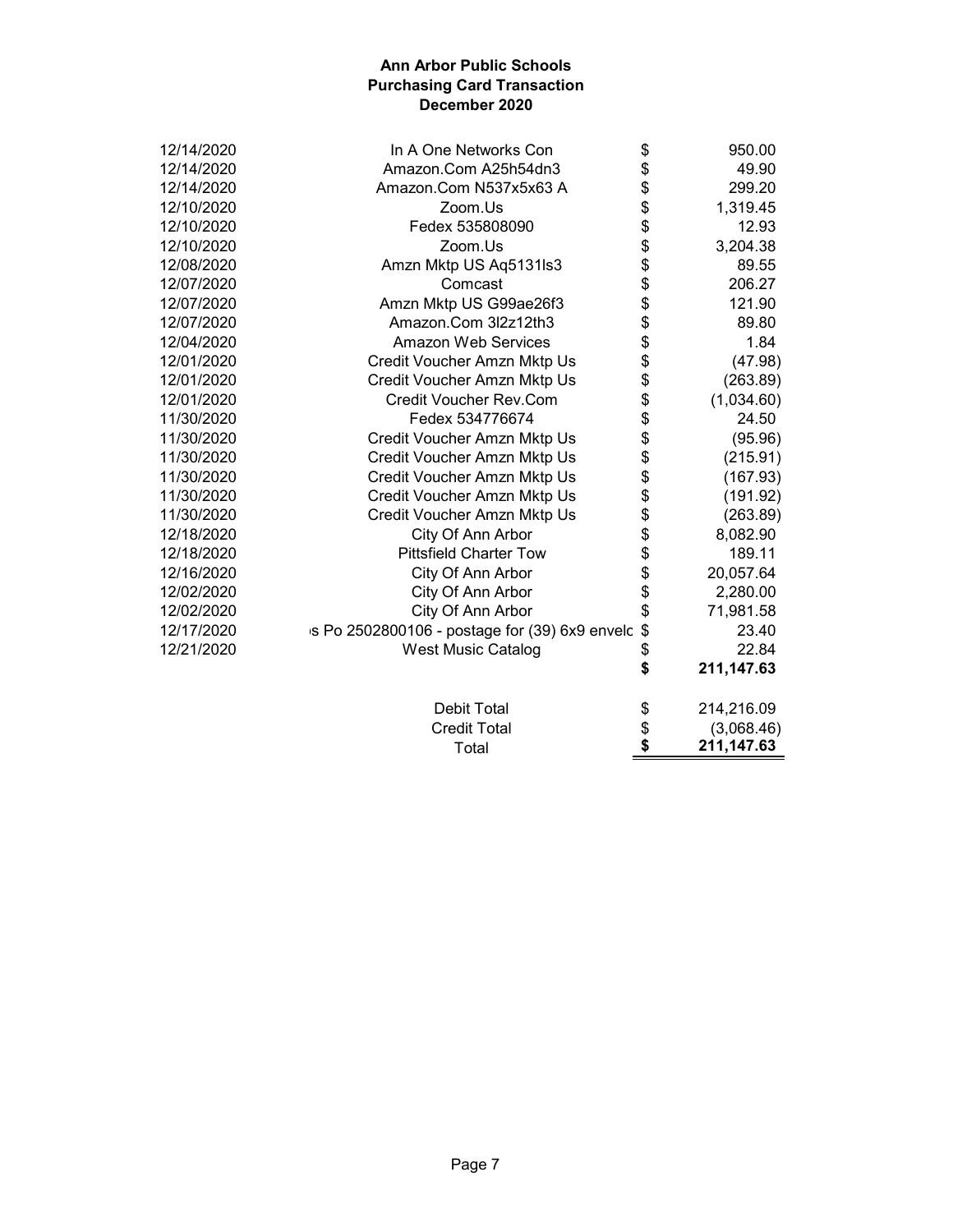**Ann Arbor Public Schools**
**Purchasing Card Transaction**
**December 2020**

| | | | |
|---|---|---|---|
| 12/14/2020 | In A One Networks Con | $ | 950.00 |
| 12/14/2020 | Amazon.Com A25h54dn3 | $ | 49.90 |
| 12/14/2020 | Amazon.Com N537x5x63 A | $ | 299.20 |
| 12/10/2020 | Zoom.Us | $ | 1,319.45 |
| 12/10/2020 | Fedex 535808090 | $ | 12.93 |
| 12/10/2020 | Zoom.Us | $ | 3,204.38 |
| 12/08/2020 | Amzn Mktp US Aq5131ls3 | $ | 89.55 |
| 12/07/2020 | Comcast | $ | 206.27 |
| 12/07/2020 | Amzn Mktp US G99ae26f3 | $ | 121.90 |
| 12/07/2020 | Amazon.Com 3l2z12th3 | $ | 89.80 |
| 12/04/2020 | Amazon Web Services | $ | 1.84 |
| 12/01/2020 | Credit Voucher Amzn Mktp Us | $ | (47.98) |
| 12/01/2020 | Credit Voucher Amzn Mktp Us | $ | (263.89) |
| 12/01/2020 | Credit Voucher Rev.Com | $ | (1,034.60) |
| 11/30/2020 | Fedex 534776674 | $ | 24.50 |
| 11/30/2020 | Credit Voucher Amzn Mktp Us | $ | (95.96) |
| 11/30/2020 | Credit Voucher Amzn Mktp Us | $ | (215.91) |
| 11/30/2020 | Credit Voucher Amzn Mktp Us | $ | (167.93) |
| 11/30/2020 | Credit Voucher Amzn Mktp Us | $ | (191.92) |
| 11/30/2020 | Credit Voucher Amzn Mktp Us | $ | (263.89) |
| 12/18/2020 | City Of Ann Arbor | $ | 8,082.90 |
| 12/18/2020 | Pittsfield Charter Tow | $ | 189.11 |
| 12/16/2020 | City Of Ann Arbor | $ | 20,057.64 |
| 12/02/2020 | City Of Ann Arbor | $ | 2,280.00 |
| 12/02/2020 | City Of Ann Arbor | $ | 71,981.58 |
| 12/17/2020 | s Po 2502800106 - postage for (39) 6x9 envelo | $ | 23.40 |
| 12/21/2020 | West Music Catalog | $ | 22.84 |
| | | **$** | **211,147.63** |

| | | |
|---|---|---|
| Debit Total | $ | 214,216.09 |
| Credit Total | $ | (3,068.46) |
| Total | **$** | **211,147.63** |